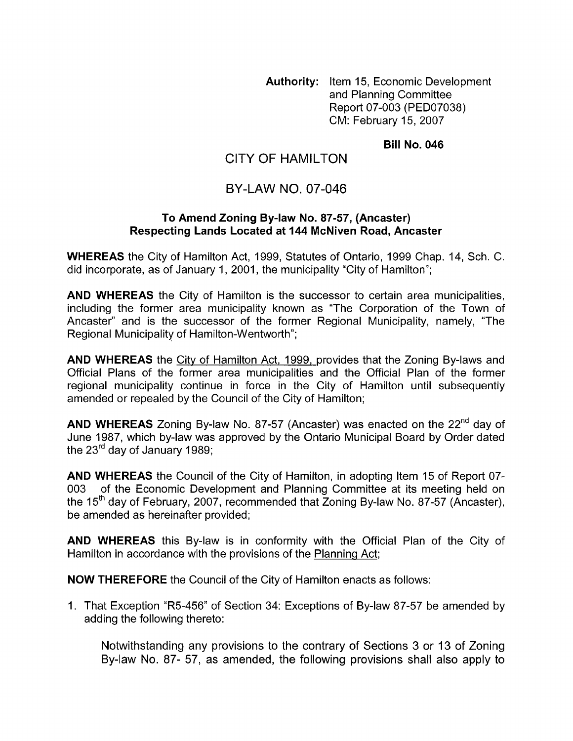**Authority:** Item 15, Economic Development and Planning Committee Report 07-003 (PED07038) CM: February 15, 2007

**Bill No. 046**

# CITY OF HAMILTON

# BY-LAW NO. 07-046

### To Amend Zoning By-law No. 87-57, (Ancaster) Respecting Lands Located at 144 McNiven Road, Ancaster

**WHEREAS** the City of Hamilton Act, 1999, Statutes of Ontario, 1999 Chap. 14, Sch. C. did incorporate, as of January 1, 2001, the municipality "City of Hamilton";

**AND WHEREAS** the City of Hamilton is the successor to certain area municipalities, including the former area municipality known as "The Corporation of the Town of Ancaster" and is the successor of the former Regional Municipality, namely, "The Regional Municipality of Hamilton-Wentworth";

**AND WHEREAS** the City of Hamilton Act, 1999, provides that the Zoning By-laws and Official Plans of the former area municipalities and the Official Plan of the former regional municipality continue in force in the City of Hamilton until subsequently amended or repealed by the Council of the City of Hamilton;

**AND WHEREAS** Zoning By-law No. 87-57 (Ancaster) was enacted on the 22nd day of June 1987, which by-law was approved by the Ontario Municipal Board by Order dated the 23rd day of January 1989;

**AND WHEREAS** the Council of the City of Hamilton, in adopting Item 15 of Report 07-003 of the Economic Development and Planning Committee at its meeting held on the 15th day of February, 2007, recommended that Zoning By-law No. 87-57 (Ancaster), be amended as hereinafter provided;

**AND WHEREAS** this By-law is in conformity with the Official Plan of the City of Hamilton in accordance with the provisions of the Planning Act;

**NOW THEREFORE** the Council of the City of Hamilton enacts as follows:

1. That Exception "R5-456" of Section 34: Exceptions of By-law 87-57 be amended by adding the following thereto:

   Notwithstanding any provisions to the contrary of Sections 3 or 13 of Zoning By-law No. 87- 57, as amended, the following provisions shall also apply to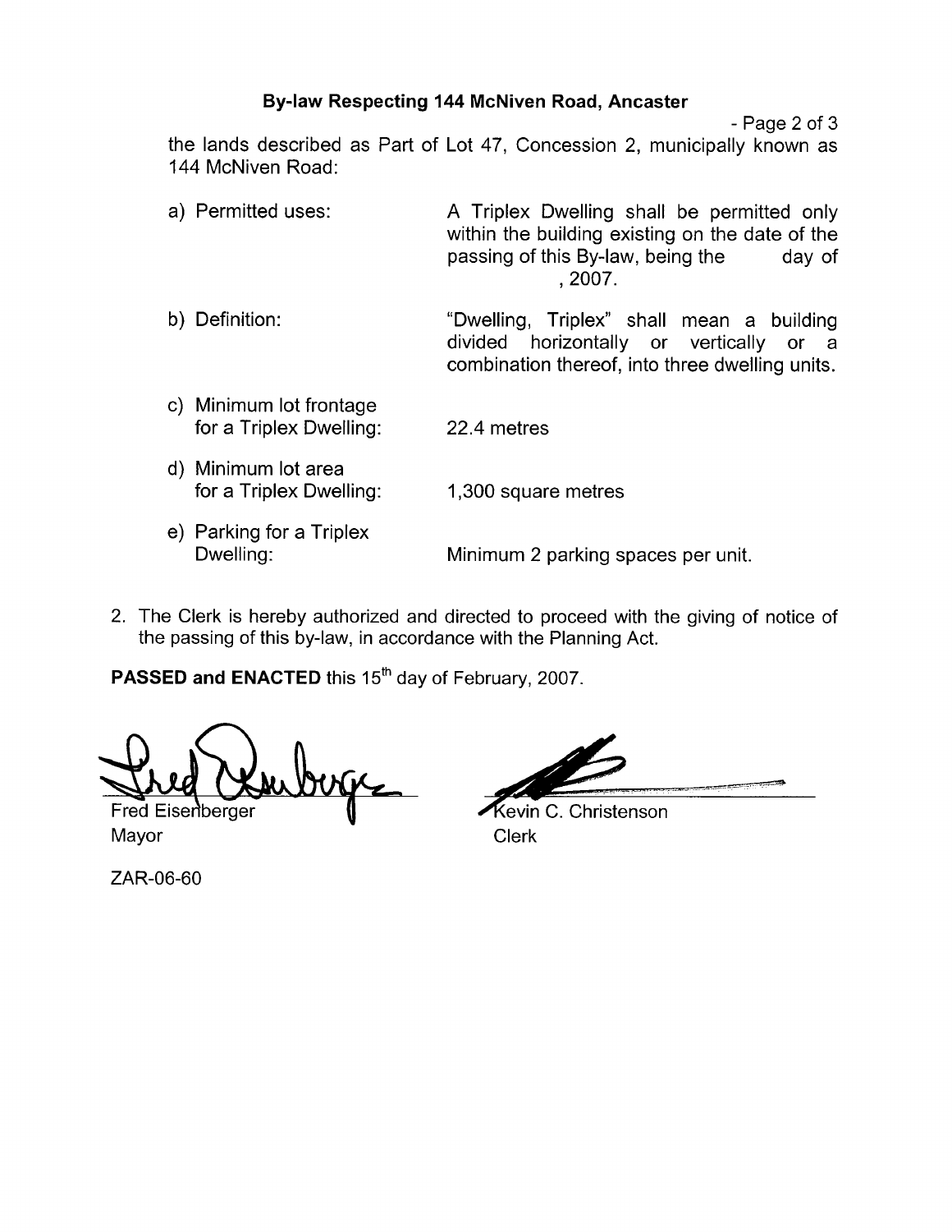the lands described as Part of Lot 47, Concession 2, municipally known as 144 McNiven Road:

| | |
|---|---|
| a) Permitted uses: | A Triplex Dwelling shall be permitted only within the building existing on the date of the passing of this By-law, being the day of , 2007. |
| b) Definition: | "Dwelling, Triplex" shall mean a building divided horizontally or vertically or a combination thereof, into three dwelling units. |
| c) Minimum lot frontage for a Triplex Dwelling: | 22.4 metres |
| d) Minimum lot area for a Triplex Dwelling: | 1,300 square metres |
| e) Parking for a Triplex Dwelling: | Minimum 2 parking spaces per unit. |

2. The Clerk is hereby authorized and directed to proceed with the giving of notice of the passing of this by-law, in accordance with the Planning Act.

**PASSED and ENACTED** this 15th day of February, 2007.

Fred Eisenberger
Mayor

Kevin C. Christenson
Clerk

ZAR-06-60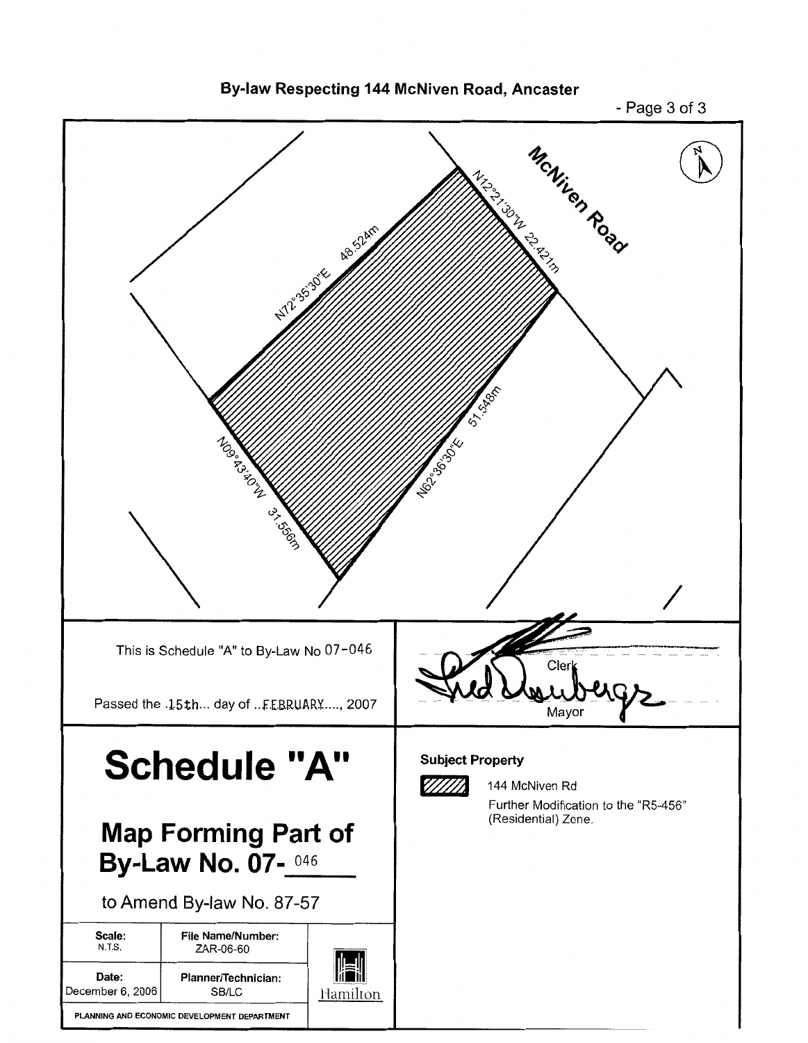## By-law Respecting 144 McNiven Road, Ancaster

McNiven Road

N12°21'30"W 22.421m

N72°35'30"E 48.524m

N62°36'30"E 51.548m

N09°43'40"W 31.556m

This is Schedule "A" to By-Law No 07-046

Passed the 15th... day of ..FEBRUARY....., 2007

Clerk

Mayor

# Schedule "A"

## Map Forming Part of By-Law No. 07- 046

to Amend By-law No. 87-57

**Subject Property**

144 McNiven Rd

Further Modification to the "R5-456" (Residential) Zone.

| | | |
|---|---|---|
| **Scale:** N.T.S. | **File Name/Number:** ZAR-06-60 | Hamilton |
| **Date:** December 6, 2006 | **Planner/Technician:** SB/LC | |

PLANNING AND ECONOMIC DEVELOPMENT DEPARTMENT